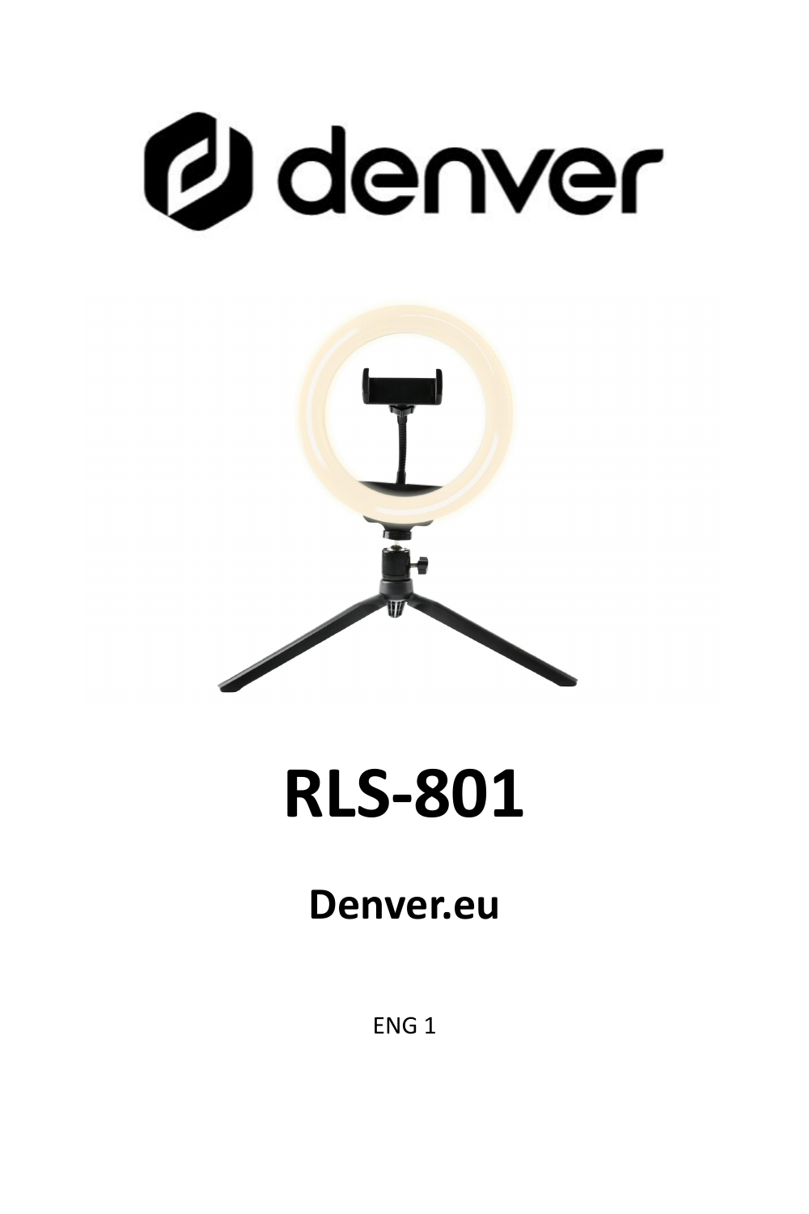# RLS-801

## Denver.eu

ENG 1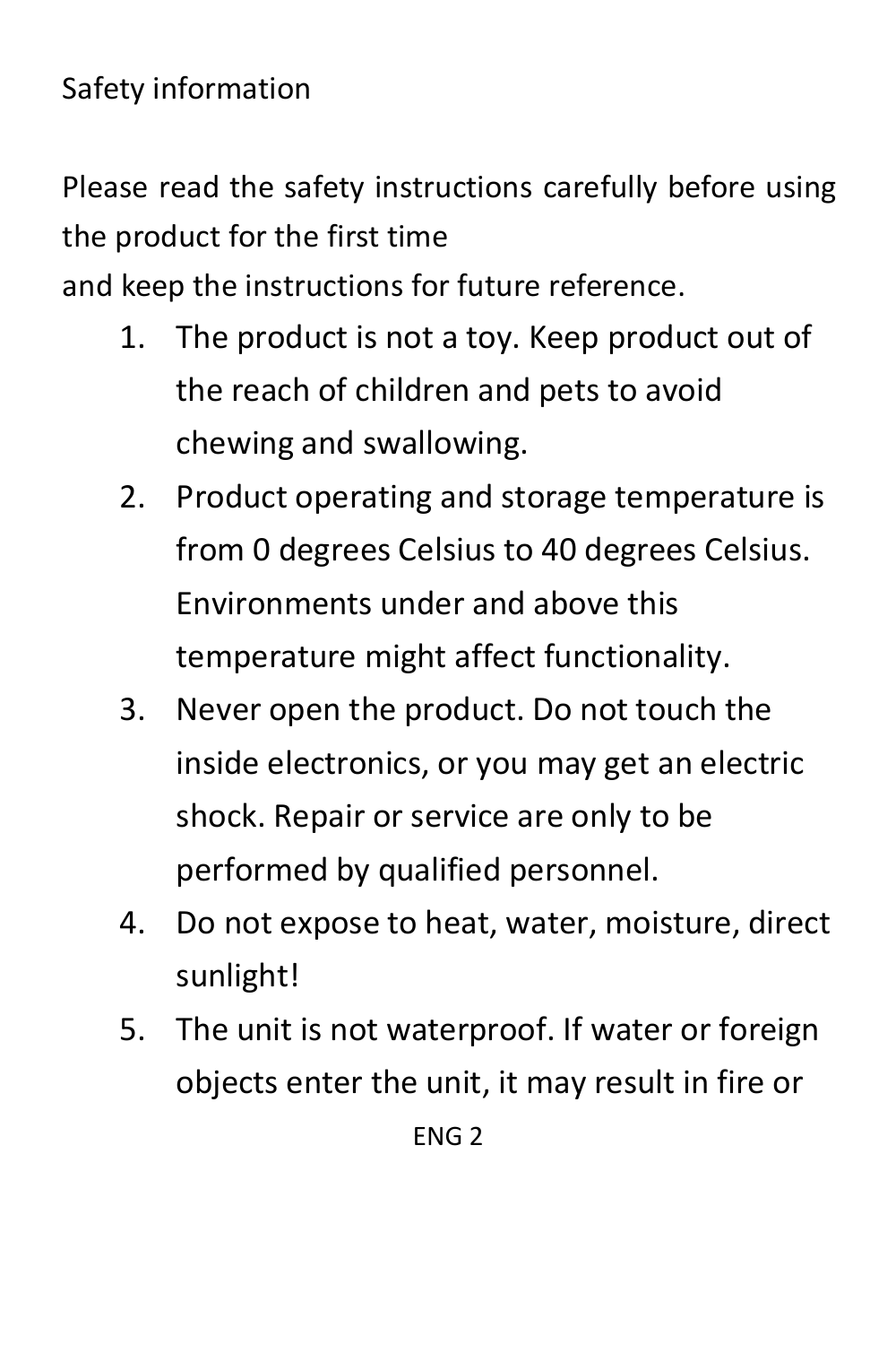# Safety information

Please read the safety instructions carefully before using the product for the first time
and keep the instructions for future reference.

1. The product is not a toy. Keep product out of the reach of children and pets to avoid chewing and swallowing.
2. Product operating and storage temperature is from 0 degrees Celsius to 40 degrees Celsius. Environments under and above this temperature might affect functionality.
3. Never open the product. Do not touch the inside electronics, or you may get an electric shock. Repair or service are only to be performed by qualified personnel.
4. Do not expose to heat, water, moisture, direct sunlight!
5. The unit is not waterproof. If water or foreign objects enter the unit, it may result in fire or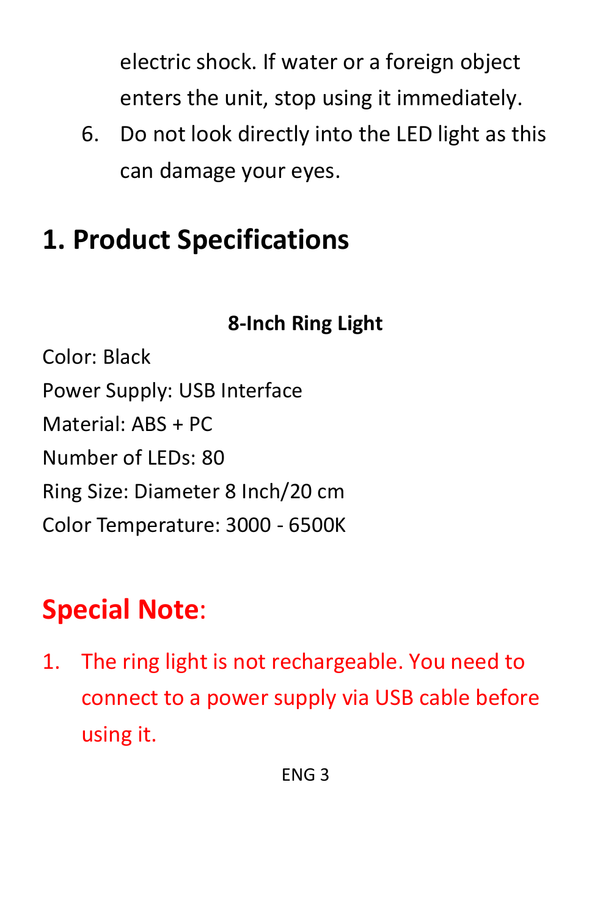electric shock. If water or a foreign object enters the unit, stop using it immediately.

6. Do not look directly into the LED light as this can damage your eyes.

## 1. Product Specifications

**8-Inch Ring Light**

Color: Black

Power Supply: USB Interface

Material: ABS + PC

Number of LEDs: 80

Ring Size: Diameter 8 Inch/20 cm

Color Temperature: 3000 - 6500K

## Special Note:

1. The ring light is not rechargeable. You need to connect to a power supply via USB cable before using it.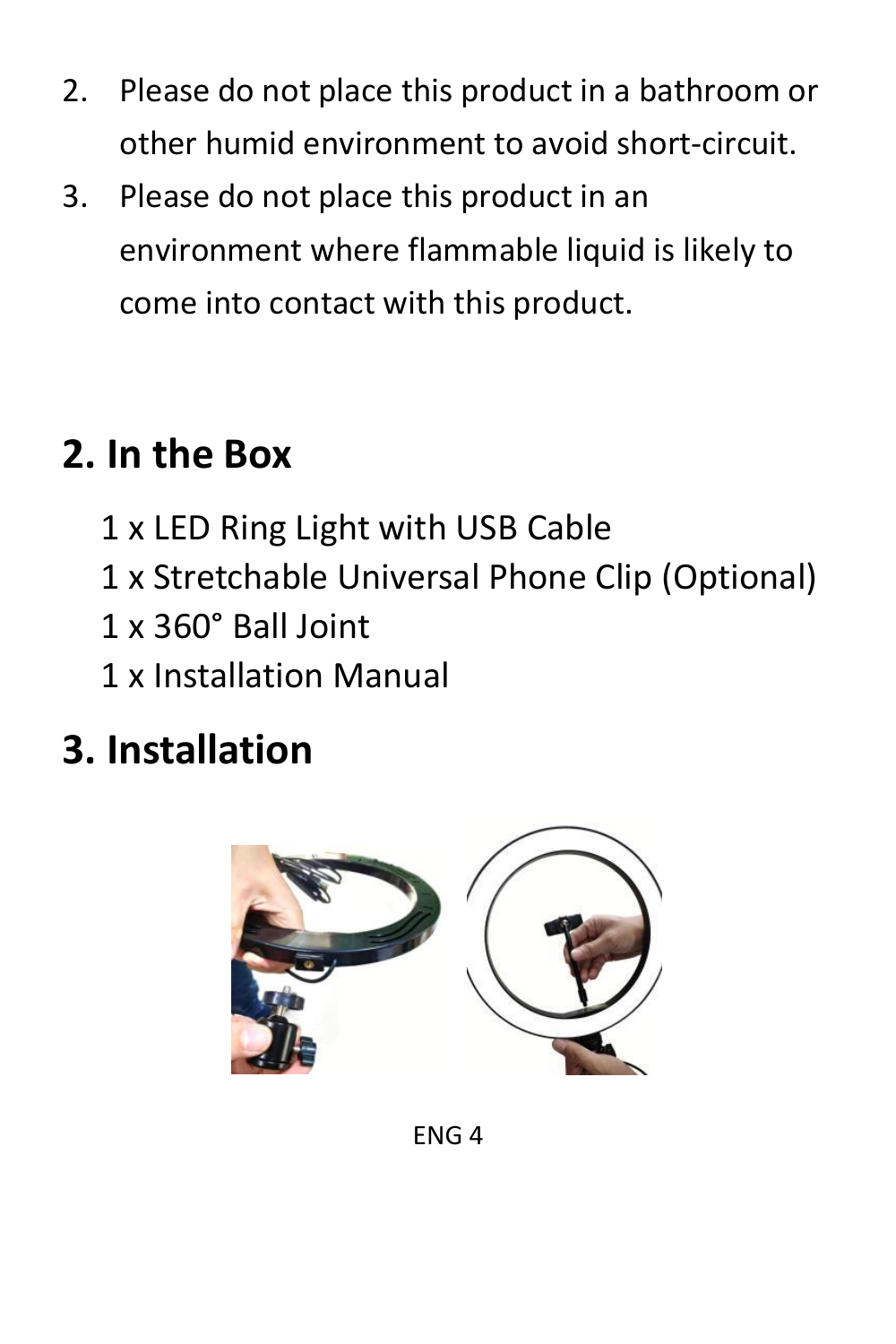2. Please do not place this product in a bathroom or other humid environment to avoid short-circuit.
3. Please do not place this product in an environment where flammable liquid is likely to come into contact with this product.

## 2. In the Box

1 x LED Ring Light with USB Cable
1 x Stretchable Universal Phone Clip (Optional)
1 x 360° Ball Joint
1 x Installation Manual

## 3. Installation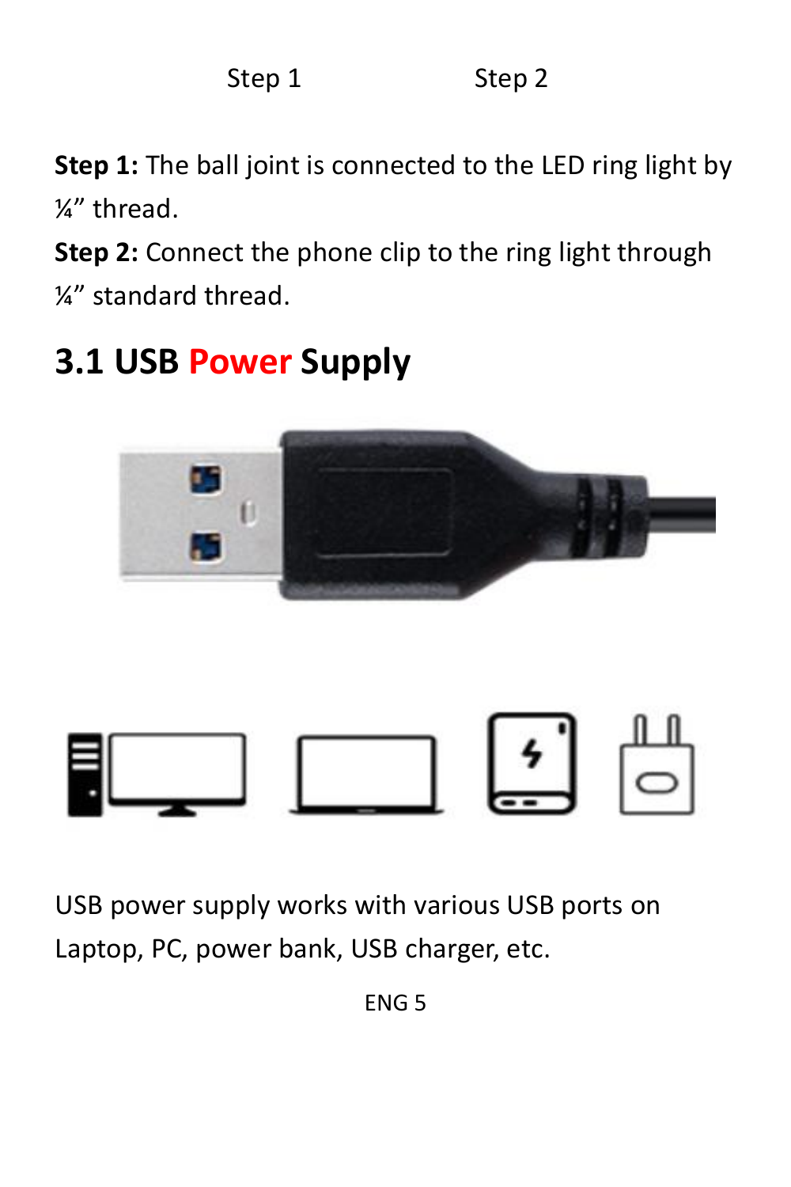Step 1 Step 2

**Step 1:** The ball joint is connected to the LED ring light by ¼” thread.

**Step 2:** Connect the phone clip to the ring light through ¼” standard thread.

## 3.1 USB Power Supply

USB power supply works with various USB ports on Laptop, PC, power bank, USB charger, etc.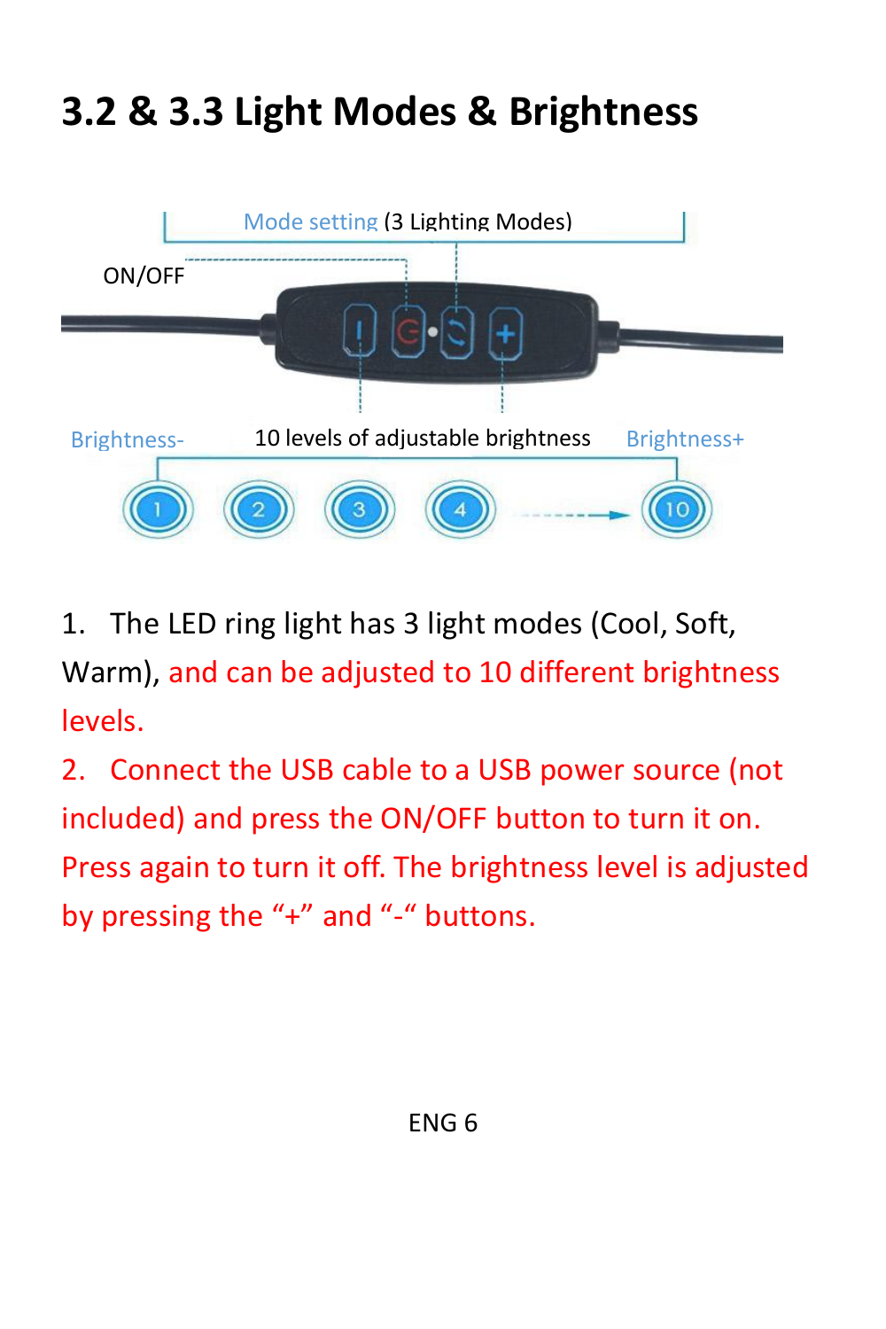# 3.2 & 3.3 Light Modes & Brightness

Mode setting (3 Lighting Modes)

ON/OFF

Brightness-　　10 levels of adjustable brightness　　Brightness+

1 2 3 4 → 10

1. The LED ring light has 3 light modes (Cool, Soft, Warm), and can be adjusted to 10 different brightness levels.

2. Connect the USB cable to a USB power source (not included) and press the ON/OFF button to turn it on. Press again to turn it off. The brightness level is adjusted by pressing the "+" and "-" buttons.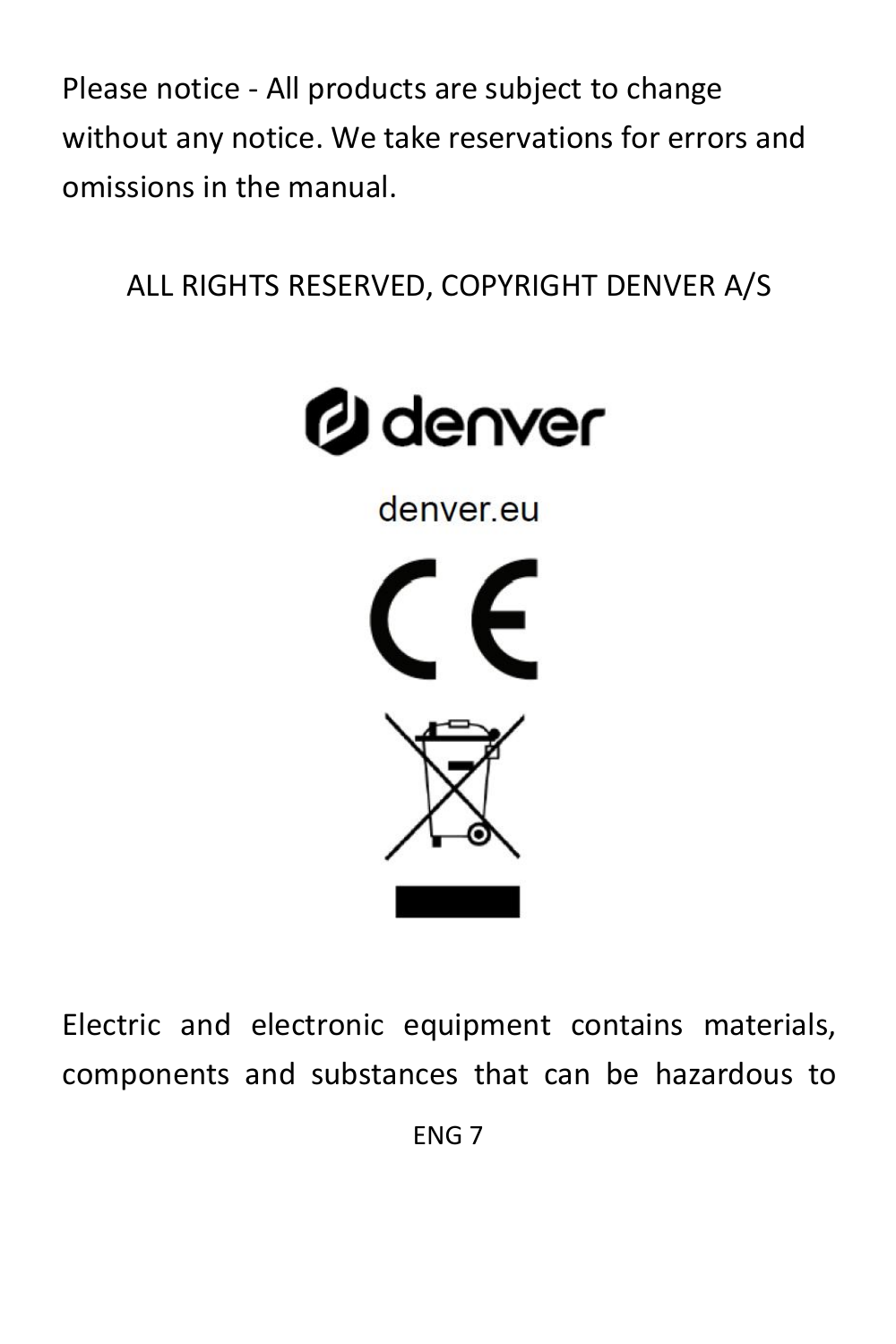Please notice - All products are subject to change without any notice. We take reservations for errors and omissions in the manual.

ALL RIGHTS RESERVED, COPYRIGHT DENVER A/S

denver

denver.eu

Electric and electronic equipment contains materials, components and substances that can be hazardous to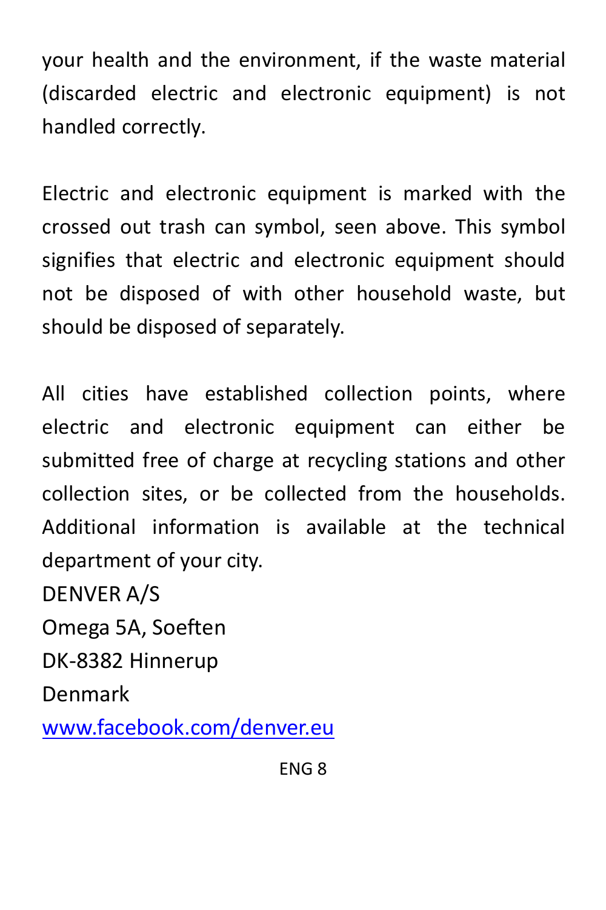your health and the environment, if the waste material (discarded electric and electronic equipment) is not handled correctly.

Electric and electronic equipment is marked with the crossed out trash can symbol, seen above. This symbol signifies that electric and electronic equipment should not be disposed of with other household waste, but should be disposed of separately.

All cities have established collection points, where electric and electronic equipment can either be submitted free of charge at recycling stations and other collection sites, or be collected from the households. Additional information is available at the technical department of your city.

DENVER A/S
Omega 5A, Soeften
DK-8382 Hinnerup
Denmark
www.facebook.com/denver.eu